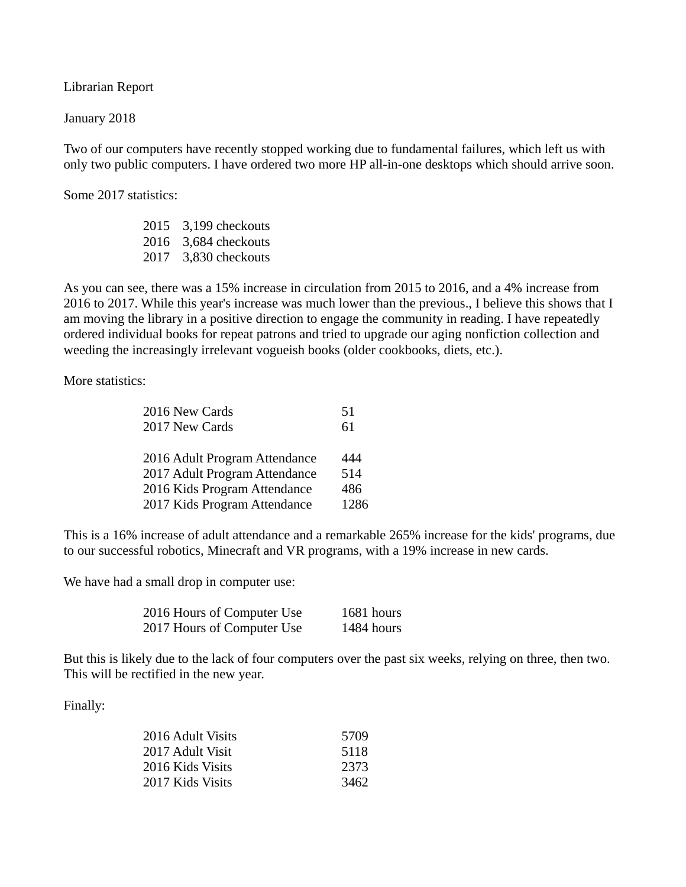Librarian Report

January 2018

Two of our computers have recently stopped working due to fundamental failures, which left us with only two public computers. I have ordered two more HP all-in-one desktops which should arrive soon.

Some 2017 statistics:

| | |
|---|---|
| 2015 | 3,199 checkouts |
| 2016 | 3,684 checkouts |
| 2017 | 3,830 checkouts |

As you can see, there was a 15% increase in circulation from 2015 to 2016, and a 4% increase from 2016 to 2017. While this year's increase was much lower than the previous., I believe this shows that I am moving the library in a positive direction to engage the community in reading. I have repeatedly ordered individual books for repeat patrons and tried to upgrade our aging nonfiction collection and weeding the increasingly irrelevant vogueish books (older cookbooks, diets, etc.).

More statistics:

| | |
|---|---|
| 2016 New Cards | 51 |
| 2017 New Cards | 61 |
| | |
| 2016 Adult Program Attendance | 444 |
| 2017 Adult Program Attendance | 514 |
| 2016 Kids Program Attendance | 486 |
| 2017 Kids Program Attendance | 1286 |

This is a 16% increase of adult attendance and a remarkable 265% increase for the kids' programs, due to our successful robotics, Minecraft and VR programs, with a 19% increase in new cards.

We have had a small drop in computer use:

| | |
|---|---|
| 2016 Hours of Computer Use | 1681 hours |
| 2017 Hours of Computer Use | 1484 hours |

But this is likely due to the lack of four computers over the past six weeks, relying on three, then two. This will be rectified in the new year.

Finally:

| | |
|---|---|
| 2016 Adult Visits | 5709 |
| 2017 Adult Visit | 5118 |
| 2016 Kids Visits | 2373 |
| 2017 Kids Visits | 3462 |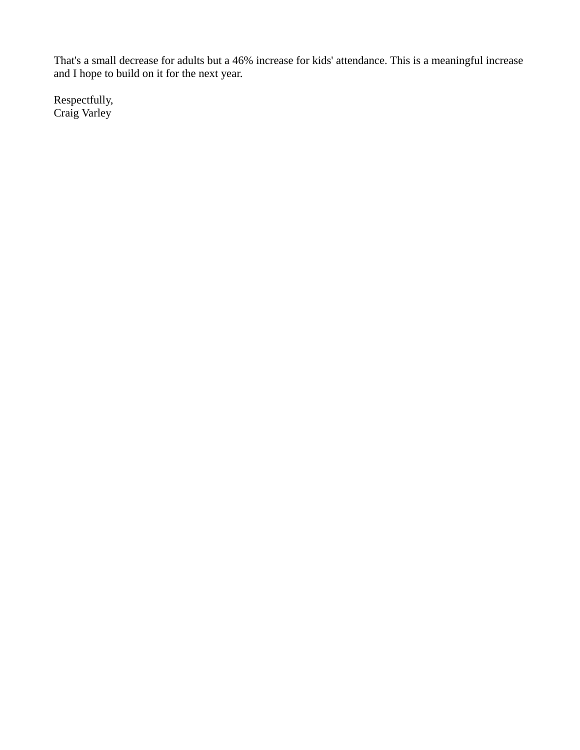That's a small decrease for adults but a 46% increase for kids' attendance. This is a meaningful increase and I hope to build on it for the next year.

Respectfully,
Craig Varley